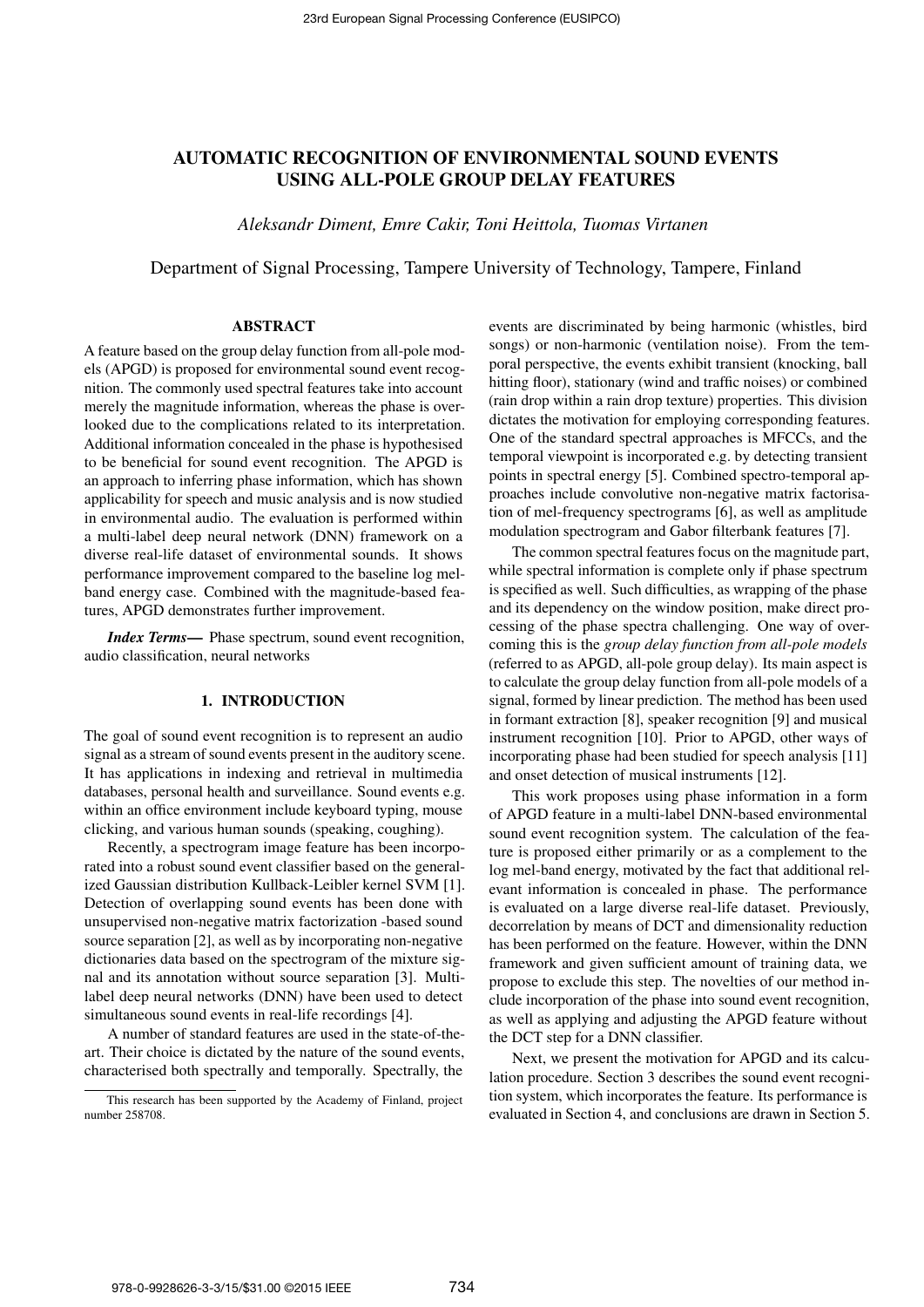# AUTOMATIC RECOGNITION OF ENVIRONMENTAL SOUND EVENTS USING ALL-POLE GROUP DELAY FEATURES

*Aleksandr Diment, Emre Cakir, Toni Heittola, Tuomas Virtanen*

Department of Signal Processing, Tampere University of Technology, Tampere, Finland

## ABSTRACT

A feature based on the group delay function from all-pole models (APGD) is proposed for environmental sound event recognition. The commonly used spectral features take into account merely the magnitude information, whereas the phase is overlooked due to the complications related to its interpretation. Additional information concealed in the phase is hypothesised to be beneficial for sound event recognition. The APGD is an approach to inferring phase information, which has shown applicability for speech and music analysis and is now studied in environmental audio. The evaluation is performed within a multi-label deep neural network (DNN) framework on a diverse real-life dataset of environmental sounds. It shows performance improvement compared to the baseline log mel-band energy case. Combined with the magnitude-based features, APGD demonstrates further improvement.

***Index Terms*—** Phase spectrum, sound event recognition, audio classification, neural networks

## 1. INTRODUCTION

The goal of sound event recognition is to represent an audio signal as a stream of sound events present in the auditory scene. It has applications in indexing and retrieval in multimedia databases, personal health and surveillance. Sound events e.g. within an office environment include keyboard typing, mouse clicking, and various human sounds (speaking, coughing).

Recently, a spectrogram image feature has been incorporated into a robust sound event classifier based on the generalized Gaussian distribution Kullback-Leibler kernel SVM [1]. Detection of overlapping sound events has been done with unsupervised non-negative matrix factorization -based sound source separation [2], as well as by incorporating non-negative dictionaries data based on the spectrogram of the mixture signal and its annotation without source separation [3]. Multi-label deep neural networks (DNN) have been used to detect simultaneous sound events in real-life recordings [4].

A number of standard features are used in the state-of-the-art. Their choice is dictated by the nature of the sound events, characterised both spectrally and temporally. Spectrally, the events are discriminated by being harmonic (whistles, bird songs) or non-harmonic (ventilation noise). From the temporal perspective, the events exhibit transient (knocking, ball hitting floor), stationary (wind and traffic noises) or combined (rain drop within a rain drop texture) properties. This division dictates the motivation for employing corresponding features. One of the standard spectral approaches is MFCCs, and the temporal viewpoint is incorporated e.g. by detecting transient points in spectral energy [5]. Combined spectro-temporal approaches include convolutive non-negative matrix factorisation of mel-frequency spectrograms [6], as well as amplitude modulation spectrogram and Gabor filterbank features [7].

The common spectral features focus on the magnitude part, while spectral information is complete only if phase spectrum is specified as well. Such difficulties, as wrapping of the phase and its dependency on the window position, make direct processing of the phase spectra challenging. One way of overcoming this is the *group delay function from all-pole models* (referred to as APGD, all-pole group delay). Its main aspect is to calculate the group delay function from all-pole models of a signal, formed by linear prediction. The method has been used in formant extraction [8], speaker recognition [9] and musical instrument recognition [10]. Prior to APGD, other ways of incorporating phase had been studied for speech analysis [11] and onset detection of musical instruments [12].

This work proposes using phase information in a form of APGD feature in a multi-label DNN-based environmental sound event recognition system. The calculation of the feature is proposed either primarily or as a complement to the log mel-band energy, motivated by the fact that additional relevant information is concealed in phase. The performance is evaluated on a large diverse real-life dataset. Previously, decorrelation by means of DCT and dimensionality reduction has been performed on the feature. However, within the DNN framework and given sufficient amount of training data, we propose to exclude this step. The novelties of our method include incorporation of the phase into sound event recognition, as well as applying and adjusting the APGD feature without the DCT step for a DNN classifier.

Next, we present the motivation for APGD and its calculation procedure. Section 3 describes the sound event recognition system, which incorporates the feature. Its performance is evaluated in Section 4, and conclusions are drawn in Section 5.

---

This research has been supported by the Academy of Finland, project number 258708.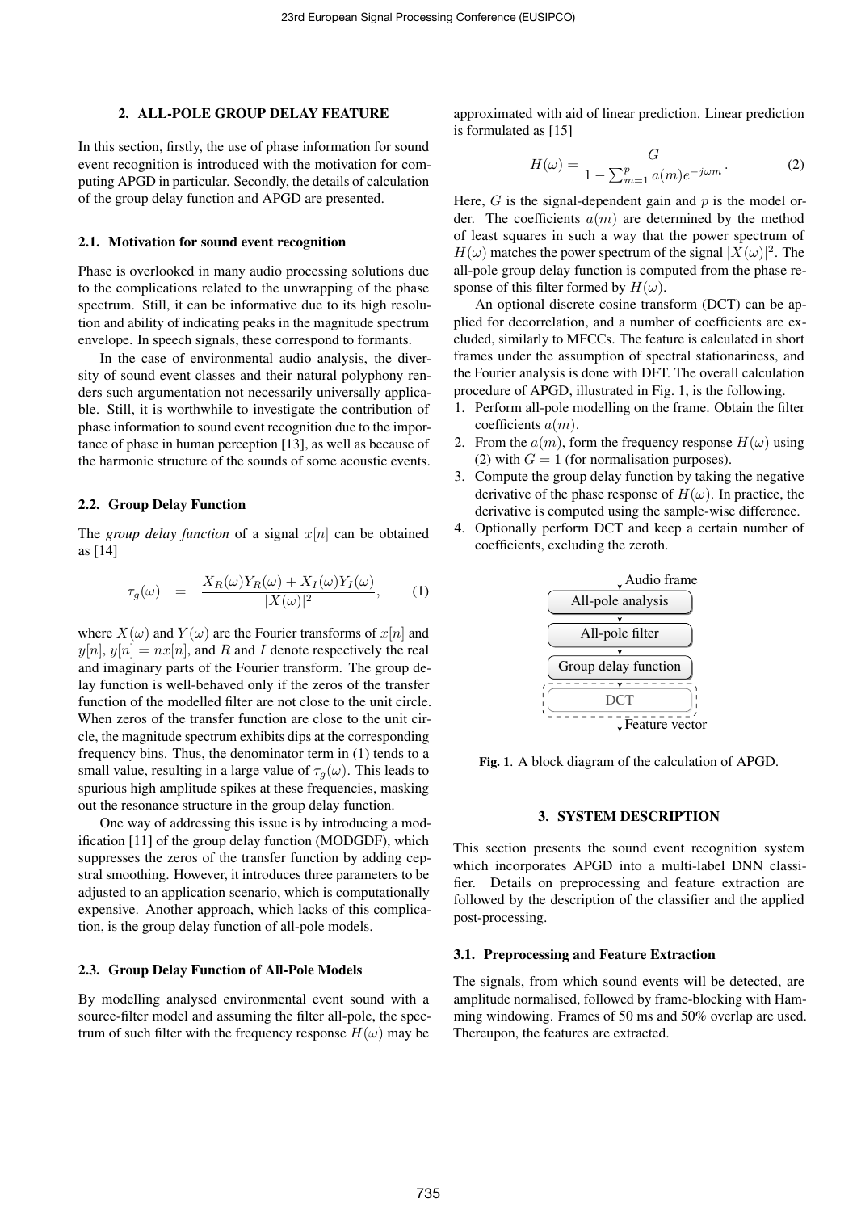## 2. ALL-POLE GROUP DELAY FEATURE

In this section, firstly, the use of phase information for sound event recognition is introduced with the motivation for computing APGD in particular. Secondly, the details of calculation of the group delay function and APGD are presented.

### 2.1. Motivation for sound event recognition

Phase is overlooked in many audio processing solutions due to the complications related to the unwrapping of the phase spectrum. Still, it can be informative due to its high resolution and ability of indicating peaks in the magnitude spectrum envelope. In speech signals, these correspond to formants.

In the case of environmental audio analysis, the diversity of sound event classes and their natural polyphony renders such argumentation not necessarily universally applicable. Still, it is worthwhile to investigate the contribution of phase information to sound event recognition due to the importance of phase in human perception [13], as well as because of the harmonic structure of the sounds of some acoustic events.

### 2.2. Group Delay Function

The *group delay function* of a signal $x[n]$ can be obtained as [14]

$$\tau_g(\omega) \quad = \quad \frac{X_R(\omega)Y_R(\omega) + X_I(\omega)Y_I(\omega)}{|X(\omega)|^2}, \qquad (1)$$

where $X(\omega)$ and $Y(\omega)$ are the Fourier transforms of $x[n]$ and $y[n]$, $y[n] = nx[n]$, and $R$ and $I$ denote respectively the real and imaginary parts of the Fourier transform. The group delay function is well-behaved only if the zeros of the transfer function of the modelled filter are not close to the unit circle. When zeros of the transfer function are close to the unit circle, the magnitude spectrum exhibits dips at the corresponding frequency bins. Thus, the denominator term in (1) tends to a small value, resulting in a large value of $\tau_g(\omega)$. This leads to spurious high amplitude spikes at these frequencies, masking out the resonance structure in the group delay function.

One way of addressing this issue is by introducing a modification [11] of the group delay function (MODGDF), which suppresses the zeros of the transfer function by adding cepstral smoothing. However, it introduces three parameters to be adjusted to an application scenario, which is computationally expensive. Another approach, which lacks of this complication, is the group delay function of all-pole models.

### 2.3. Group Delay Function of All-Pole Models

By modelling analysed environmental event sound with a source-filter model and assuming the filter all-pole, the spectrum of such filter with the frequency response $H(\omega)$ may be approximated with aid of linear prediction. Linear prediction is formulated as [15]

$$H(\omega) = \frac{G}{1 - \sum_{m=1}^{p} a(m)e^{-j\omega m}}. \qquad (2)$$

Here, $G$ is the signal-dependent gain and $p$ is the model order. The coefficients $a(m)$ are determined by the method of least squares in such a way that the power spectrum of $H(\omega)$ matches the power spectrum of the signal $|X(\omega)|^2$. The all-pole group delay function is computed from the phase response of this filter formed by $H(\omega)$.

An optional discrete cosine transform (DCT) can be applied for decorrelation, and a number of coefficients are excluded, similarly to MFCCs. The feature is calculated in short frames under the assumption of spectral stationariness, and the Fourier analysis is done with DFT. The overall calculation procedure of APGD, illustrated in Fig. 1, is the following.

1. Perform all-pole modelling on the frame. Obtain the filter coefficients $a(m)$.
2. From the $a(m)$, form the frequency response $H(\omega)$ using (2) with $G = 1$ (for normalisation purposes).
3. Compute the group delay function by taking the negative derivative of the phase response of $H(\omega)$. In practice, the derivative is computed using the sample-wise difference.
4. Optionally perform DCT and keep a certain number of coefficients, excluding the zeroth.

Audio frame → All-pole analysis → All-pole filter → Group delay function → DCT → Feature vector

**Fig. 1**. A block diagram of the calculation of APGD.

## 3. SYSTEM DESCRIPTION

This section presents the sound event recognition system which incorporates APGD into a multi-label DNN classifier. Details on preprocessing and feature extraction are followed by the description of the classifier and the applied post-processing.

### 3.1. Preprocessing and Feature Extraction

The signals, from which sound events will be detected, are amplitude normalised, followed by frame-blocking with Hamming windowing. Frames of 50 ms and 50% overlap are used. Thereupon, the features are extracted.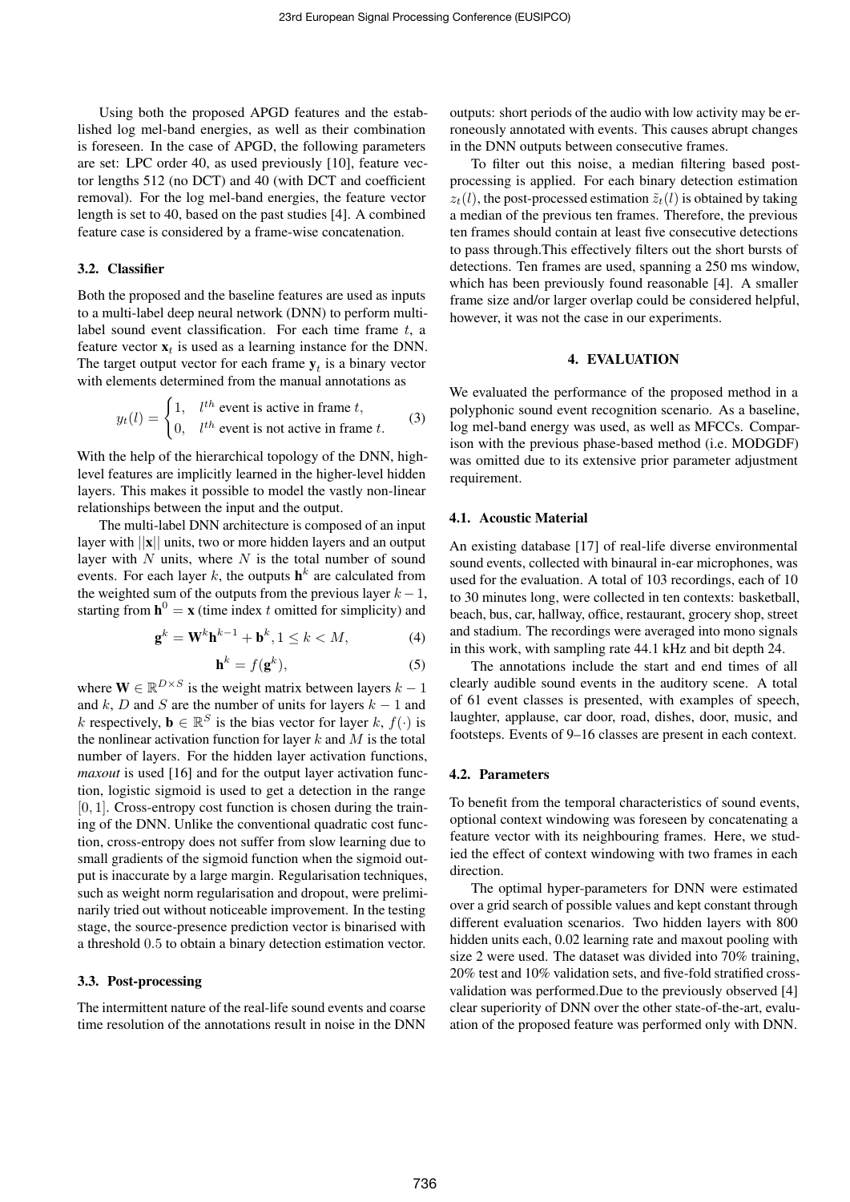Using both the proposed APGD features and the established log mel-band energies, as well as their combination is foreseen. In the case of APGD, the following parameters are set: LPC order 40, as used previously [10], feature vector lengths 512 (no DCT) and 40 (with DCT and coefficient removal). For the log mel-band energies, the feature vector length is set to 40, based on the past studies [4]. A combined feature case is considered by a frame-wise concatenation.

### 3.2. Classifier

Both the proposed and the baseline features are used as inputs to a multi-label deep neural network (DNN) to perform multi-label sound event classification. For each time frame $t$, a feature vector $\mathbf{x}_t$ is used as a learning instance for the DNN. The target output vector for each frame $\mathbf{y}_t$ is a binary vector with elements determined from the manual annotations as

$$y_t(l) = \begin{cases} 1, & l^{th} \text{ event is active in frame } t, \\ 0, & l^{th} \text{ event is not active in frame } t. \end{cases} \quad (3)$$

With the help of the hierarchical topology of the DNN, high-level features are implicitly learned in the higher-level hidden layers. This makes it possible to model the vastly non-linear relationships between the input and the output.

The multi-label DNN architecture is composed of an input layer with $||\mathbf{x}||$ units, two or more hidden layers and an output layer with $N$ units, where $N$ is the total number of sound events. For each layer $k$, the outputs $\mathbf{h}^k$ are calculated from the weighted sum of the outputs from the previous layer $k-1$, starting from $\mathbf{h}^0 = \mathbf{x}$ (time index $t$ omitted for simplicity) and

$$\mathbf{g}^k = \mathbf{W}^k \mathbf{h}^{k-1} + \mathbf{b}^k, 1 \leq k < M, \quad (4)$$

$$\mathbf{h}^k = f(\mathbf{g}^k), \quad (5)$$

where $\mathbf{W} \in \mathbb{R}^{D \times S}$ is the weight matrix between layers $k-1$ and $k$, $D$ and $S$ are the number of units for layers $k-1$ and $k$ respectively, $\mathbf{b} \in \mathbb{R}^S$ is the bias vector for layer $k$, $f(\cdot)$ is the nonlinear activation function for layer $k$ and $M$ is the total number of layers. For the hidden layer activation functions, *maxout* is used [16] and for the output layer activation function, logistic sigmoid is used to get a detection in the range $[0, 1]$. Cross-entropy cost function is chosen during the training of the DNN. Unlike the conventional quadratic cost function, cross-entropy does not suffer from slow learning due to small gradients of the sigmoid function when the sigmoid output is inaccurate by a large margin. Regularisation techniques, such as weight norm regularisation and dropout, were preliminarily tried out without noticeable improvement. In the testing stage, the source-presence prediction vector is binarised with a threshold $0.5$ to obtain a binary detection estimation vector.

### 3.3. Post-processing

The intermittent nature of the real-life sound events and coarse time resolution of the annotations result in noise in the DNN outputs: short periods of the audio with low activity may be erroneously annotated with events. This causes abrupt changes in the DNN outputs between consecutive frames.

To filter out this noise, a median filtering based post-processing is applied. For each binary detection estimation $z_t(l)$, the post-processed estimation $\tilde{z}_t(l)$ is obtained by taking a median of the previous ten frames. Therefore, the previous ten frames should contain at least five consecutive detections to pass through.This effectively filters out the short bursts of detections. Ten frames are used, spanning a 250 ms window, which has been previously found reasonable [4]. A smaller frame size and/or larger overlap could be considered helpful, however, it was not the case in our experiments.

## 4. EVALUATION

We evaluated the performance of the proposed method in a polyphonic sound event recognition scenario. As a baseline, log mel-band energy was used, as well as MFCCs. Comparison with the previous phase-based method (i.e. MODGDF) was omitted due to its extensive prior parameter adjustment requirement.

### 4.1. Acoustic Material

An existing database [17] of real-life diverse environmental sound events, collected with binaural in-ear microphones, was used for the evaluation. A total of 103 recordings, each of 10 to 30 minutes long, were collected in ten contexts: basketball, beach, bus, car, hallway, office, restaurant, grocery shop, street and stadium. The recordings were averaged into mono signals in this work, with sampling rate 44.1 kHz and bit depth 24.

The annotations include the start and end times of all clearly audible sound events in the auditory scene. A total of 61 event classes is presented, with examples of speech, laughter, applause, car door, road, dishes, door, music, and footsteps. Events of 9–16 classes are present in each context.

### 4.2. Parameters

To benefit from the temporal characteristics of sound events, optional context windowing was foreseen by concatenating a feature vector with its neighbouring frames. Here, we studied the effect of context windowing with two frames in each direction.

The optimal hyper-parameters for DNN were estimated over a grid search of possible values and kept constant through different evaluation scenarios. Two hidden layers with 800 hidden units each, 0.02 learning rate and maxout pooling with size 2 were used. The dataset was divided into 70% training, 20% test and 10% validation sets, and five-fold stratified cross-validation was performed.Due to the previously observed [4] clear superiority of DNN over the other state-of-the-art, evaluation of the proposed feature was performed only with DNN.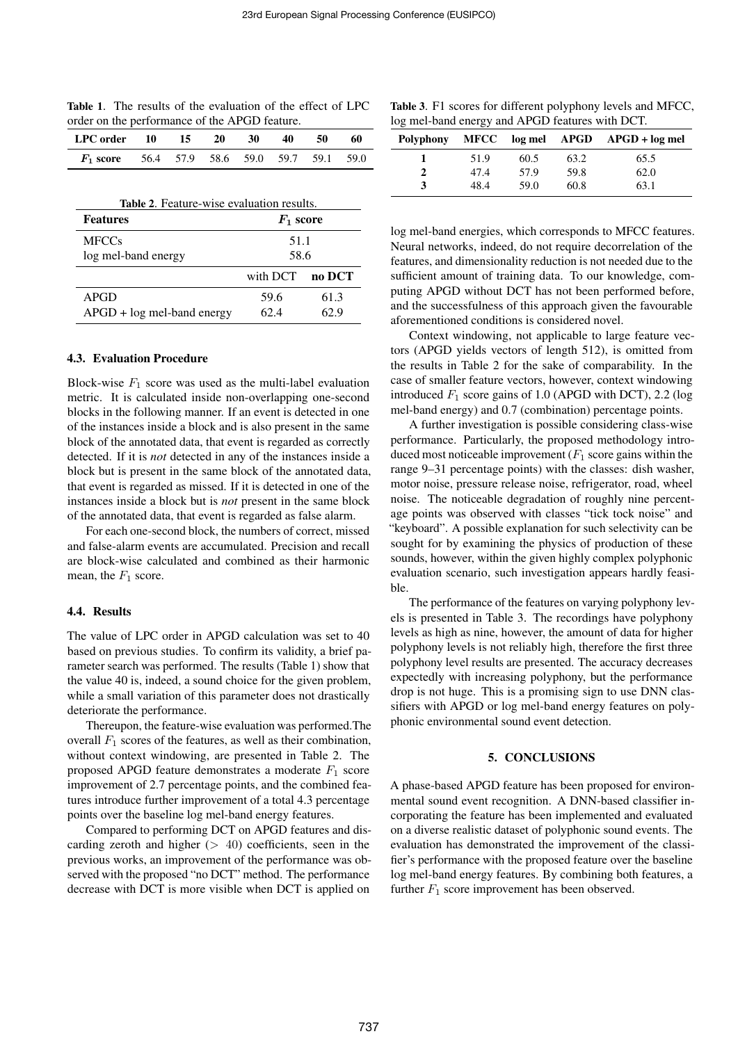**Table 1**. The results of the evaluation of the effect of LPC order on the performance of the APGD feature.

| LPC order | 10 | 15 | 20 | 30 | 40 | 50 | 60 |
|---|---|---|---|---|---|---|---|
| $F_1$ score | 56.4 | 57.9 | 58.6 | 59.0 | 59.7 | 59.1 | 59.0 |

**Table 2**. Feature-wise evaluation results.

| Features | $F_1$ score | |
|---|---|---|
| MFCCs | 51.1 | |
| log mel-band energy | 58.6 | |
| | with DCT | no DCT |
| APGD | 59.6 | 61.3 |
| APGD + log mel-band energy | 62.4 | 62.9 |

### 4.3. Evaluation Procedure

Block-wise $F_1$ score was used as the multi-label evaluation metric. It is calculated inside non-overlapping one-second blocks in the following manner. If an event is detected in one of the instances inside a block and is also present in the same block of the annotated data, that event is regarded as correctly detected. If it is *not* detected in any of the instances inside a block but is present in the same block of the annotated data, that event is regarded as missed. If it is detected in one of the instances inside a block but is *not* present in the same block of the annotated data, that event is regarded as false alarm.

For each one-second block, the numbers of correct, missed and false-alarm events are accumulated. Precision and recall are block-wise calculated and combined as their harmonic mean, the $F_1$ score.

### 4.4. Results

The value of LPC order in APGD calculation was set to 40 based on previous studies. To confirm its validity, a brief parameter search was performed. The results (Table 1) show that the value 40 is, indeed, a sound choice for the given problem, while a small variation of this parameter does not drastically deteriorate the performance.

Thereupon, the feature-wise evaluation was performed.The overall $F_1$ scores of the features, as well as their combination, without context windowing, are presented in Table 2. The proposed APGD feature demonstrates a moderate $F_1$ score improvement of 2.7 percentage points, and the combined features introduce further improvement of a total 4.3 percentage points over the baseline log mel-band energy features.

Compared to performing DCT on APGD features and discarding zeroth and higher ($> 40$) coefficients, seen in the previous works, an improvement of the performance was observed with the proposed "no DCT" method. The performance decrease with DCT is more visible when DCT is applied on log mel-band energies, which corresponds to MFCC features. Neural networks, indeed, do not require decorrelation of the features, and dimensionality reduction is not needed due to the sufficient amount of training data. To our knowledge, computing APGD without DCT has not been performed before, and the successfulness of this approach given the favourable aforementioned conditions is considered novel.

Context windowing, not applicable to large feature vectors (APGD yields vectors of length 512), is omitted from the results in Table 2 for the sake of comparability. In the case of smaller feature vectors, however, context windowing introduced $F_1$ score gains of 1.0 (APGD with DCT), 2.2 (log mel-band energy) and 0.7 (combination) percentage points.

A further investigation is possible considering class-wise performance. Particularly, the proposed methodology introduced most noticeable improvement ($F_1$ score gains within the range 9–31 percentage points) with the classes: dish washer, motor noise, pressure release noise, refrigerator, road, wheel noise. The noticeable degradation of roughly nine percentage points was observed with classes "tick tock noise" and "keyboard". A possible explanation for such selectivity can be sought for by examining the physics of production of these sounds, however, within the given highly complex polyphonic evaluation scenario, such investigation appears hardly feasible.

**Table 3**. F1 scores for different polyphony levels and MFCC, log mel-band energy and APGD features with DCT.

| Polyphony | MFCC | log mel | APGD | APGD + log mel |
|---|---|---|---|---|
| **1** | 51.9 | 60.5 | 63.2 | 65.5 |
| **2** | 47.4 | 57.9 | 59.8 | 62.0 |
| **3** | 48.4 | 59.0 | 60.8 | 63.1 |

The performance of the features on varying polyphony levels is presented in Table 3. The recordings have polyphony levels as high as nine, however, the amount of data for higher polyphony levels is not reliably high, therefore the first three polyphony level results are presented. The accuracy decreases expectedly with increasing polyphony, but the performance drop is not huge. This is a promising sign to use DNN classifiers with APGD or log mel-band energy features on polyphonic environmental sound event detection.

## 5. CONCLUSIONS

A phase-based APGD feature has been proposed for environmental sound event recognition. A DNN-based classifier incorporating the feature has been implemented and evaluated on a diverse realistic dataset of polyphonic sound events. The evaluation has demonstrated the improvement of the classifier's performance with the proposed feature over the baseline log mel-band energy features. By combining both features, a further $F_1$ score improvement has been observed.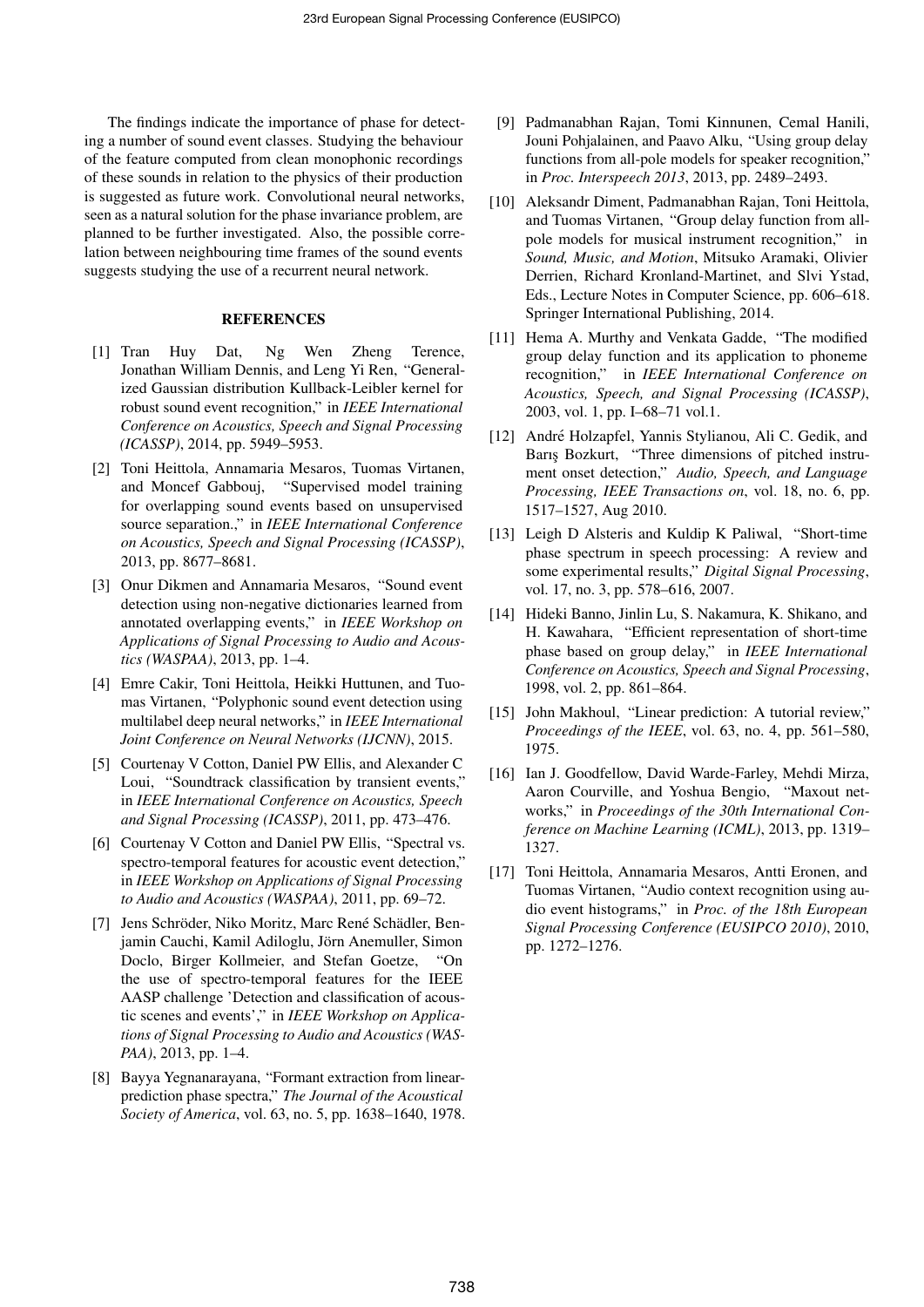The findings indicate the importance of phase for detecting a number of sound event classes. Studying the behaviour of the feature computed from clean monophonic recordings of these sounds in relation to the physics of their production is suggested as future work. Convolutional neural networks, seen as a natural solution for the phase invariance problem, are planned to be further investigated. Also, the possible correlation between neighbouring time frames of the sound events suggests studying the use of a recurrent neural network.

## REFERENCES

[1] Tran Huy Dat, Ng Wen Zheng Terence, Jonathan William Dennis, and Leng Yi Ren, "Generalized Gaussian distribution Kullback-Leibler kernel for robust sound event recognition," in *IEEE International Conference on Acoustics, Speech and Signal Processing (ICASSP)*, 2014, pp. 5949–5953.

[2] Toni Heittola, Annamaria Mesaros, Tuomas Virtanen, and Moncef Gabbouj, "Supervised model training for overlapping sound events based on unsupervised source separation.," in *IEEE International Conference on Acoustics, Speech and Signal Processing (ICASSP)*, 2013, pp. 8677–8681.

[3] Onur Dikmen and Annamaria Mesaros, "Sound event detection using non-negative dictionaries learned from annotated overlapping events," in *IEEE Workshop on Applications of Signal Processing to Audio and Acoustics (WASPAA)*, 2013, pp. 1–4.

[4] Emre Cakir, Toni Heittola, Heikki Huttunen, and Tuomas Virtanen, "Polyphonic sound event detection using multilabel deep neural networks," in *IEEE International Joint Conference on Neural Networks (IJCNN)*, 2015.

[5] Courtenay V Cotton, Daniel PW Ellis, and Alexander C Loui, "Soundtrack classification by transient events," in *IEEE International Conference on Acoustics, Speech and Signal Processing (ICASSP)*, 2011, pp. 473–476.

[6] Courtenay V Cotton and Daniel PW Ellis, "Spectral vs. spectro-temporal features for acoustic event detection," in *IEEE Workshop on Applications of Signal Processing to Audio and Acoustics (WASPAA)*, 2011, pp. 69–72.

[7] Jens Schröder, Niko Moritz, Marc René Schädler, Benjamin Cauchi, Kamil Adiloglu, Jörn Anemuller, Simon Doclo, Birger Kollmeier, and Stefan Goetze, "On the use of spectro-temporal features for the IEEE AASP challenge 'Detection and classification of acoustic scenes and events'," in *IEEE Workshop on Applications of Signal Processing to Audio and Acoustics (WASPAA)*, 2013, pp. 1–4.

[8] Bayya Yegnanarayana, "Formant extraction from linear-prediction phase spectra," *The Journal of the Acoustical Society of America*, vol. 63, no. 5, pp. 1638–1640, 1978.

[9] Padmanabhan Rajan, Tomi Kinnunen, Cemal Hanili, Jouni Pohjalainen, and Paavo Alku, "Using group delay functions from all-pole models for speaker recognition," in *Proc. Interspeech 2013*, 2013, pp. 2489–2493.

[10] Aleksandr Diment, Padmanabhan Rajan, Toni Heittola, and Tuomas Virtanen, "Group delay function from all-pole models for musical instrument recognition," in *Sound, Music, and Motion*, Mitsuko Aramaki, Olivier Derrien, Richard Kronland-Martinet, and Slvi Ystad, Eds., Lecture Notes in Computer Science, pp. 606–618. Springer International Publishing, 2014.

[11] Hema A. Murthy and Venkata Gadde, "The modified group delay function and its application to phoneme recognition," in *IEEE International Conference on Acoustics, Speech, and Signal Processing (ICASSP)*, 2003, vol. 1, pp. I–68–71 vol.1.

[12] André Holzapfel, Yannis Stylianou, Ali C. Gedik, and Barış Bozkurt, "Three dimensions of pitched instrument onset detection," *Audio, Speech, and Language Processing, IEEE Transactions on*, vol. 18, no. 6, pp. 1517–1527, Aug 2010.

[13] Leigh D Alsteris and Kuldip K Paliwal, "Short-time phase spectrum in speech processing: A review and some experimental results," *Digital Signal Processing*, vol. 17, no. 3, pp. 578–616, 2007.

[14] Hideki Banno, Jinlin Lu, S. Nakamura, K. Shikano, and H. Kawahara, "Efficient representation of short-time phase based on group delay," in *IEEE International Conference on Acoustics, Speech and Signal Processing*, 1998, vol. 2, pp. 861–864.

[15] John Makhoul, "Linear prediction: A tutorial review," *Proceedings of the IEEE*, vol. 63, no. 4, pp. 561–580, 1975.

[16] Ian J. Goodfellow, David Warde-Farley, Mehdi Mirza, Aaron Courville, and Yoshua Bengio, "Maxout networks," in *Proceedings of the 30th International Conference on Machine Learning (ICML)*, 2013, pp. 1319–1327.

[17] Toni Heittola, Annamaria Mesaros, Antti Eronen, and Tuomas Virtanen, "Audio context recognition using audio event histograms," in *Proc. of the 18th European Signal Processing Conference (EUSIPCO 2010)*, 2010, pp. 1272–1276.